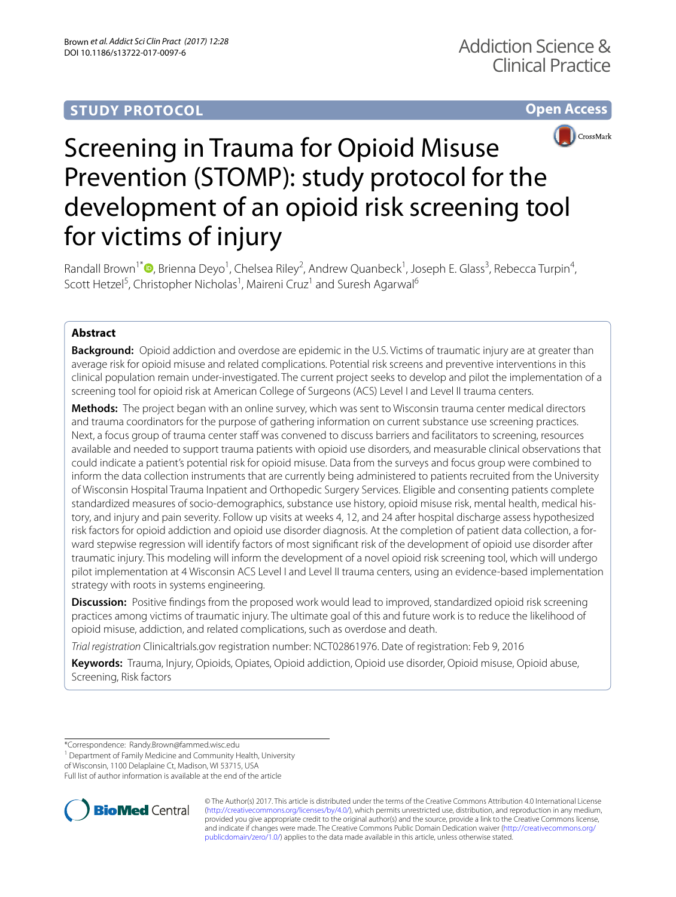**STUDY PROTOCOL** **Open Access**

# Screening in Trauma for Opioid Misuse Prevention (STOMP): study protocol for the development of an opioid risk screening tool for victims of injury

Randall Brown[1*], Brienna Deyo[1], Chelsea Riley[2], Andrew Quanbeck[1], Joseph E. Glass[3], Rebecca Turpin[4], Scott Hetzel[5], Christopher Nicholas[1], Maireni Cruz[1] and Suresh Agarwal[6]

## Abstract

**Background:** Opioid addiction and overdose are epidemic in the U.S. Victims of traumatic injury are at greater than average risk for opioid misuse and related complications. Potential risk screens and preventive interventions in this clinical population remain under-investigated. The current project seeks to develop and pilot the implementation of a screening tool for opioid risk at American College of Surgeons (ACS) Level I and Level II trauma centers.

**Methods:** The project began with an online survey, which was sent to Wisconsin trauma center medical directors and trauma coordinators for the purpose of gathering information on current substance use screening practices. Next, a focus group of trauma center staff was convened to discuss barriers and facilitators to screening, resources available and needed to support trauma patients with opioid use disorders, and measurable clinical observations that could indicate a patient's potential risk for opioid misuse. Data from the surveys and focus group were combined to inform the data collection instruments that are currently being administered to patients recruited from the University of Wisconsin Hospital Trauma Inpatient and Orthopedic Surgery Services. Eligible and consenting patients complete standardized measures of socio-demographics, substance use history, opioid misuse risk, mental health, medical history, and injury and pain severity. Follow up visits at weeks 4, 12, and 24 after hospital discharge assess hypothesized risk factors for opioid addiction and opioid use disorder diagnosis. At the completion of patient data collection, a forward stepwise regression will identify factors of most significant risk of the development of opioid use disorder after traumatic injury. This modeling will inform the development of a novel opioid risk screening tool, which will undergo pilot implementation at 4 Wisconsin ACS Level I and Level II trauma centers, using an evidence-based implementation strategy with roots in systems engineering.

**Discussion:** Positive findings from the proposed work would lead to improved, standardized opioid risk screening practices among victims of traumatic injury. The ultimate goal of this and future work is to reduce the likelihood of opioid misuse, addiction, and related complications, such as overdose and death.

*Trial registration* Clinicaltrials.gov registration number: NCT02861976. Date of registration: Feb 9, 2016

**Keywords:** Trauma, Injury, Opioids, Opiates, Opioid addiction, Opioid use disorder, Opioid misuse, Opioid abuse, Screening, Risk factors

*Correspondence: Randy.Brown@fammed.wisc.edu
[1] Department of Family Medicine and Community Health, University of Wisconsin, 1100 Delaplaine Ct, Madison, WI 53715, USA
Full list of author information is available at the end of the article

© The Author(s) 2017. This article is distributed under the terms of the Creative Commons Attribution 4.0 International License (http://creativecommons.org/licenses/by/4.0/), which permits unrestricted use, distribution, and reproduction in any medium, provided you give appropriate credit to the original author(s) and the source, provide a link to the Creative Commons license, and indicate if changes were made. The Creative Commons Public Domain Dedication waiver (http://creativecommons.org/publicdomain/zero/1.0/) applies to the data made available in this article, unless otherwise stated.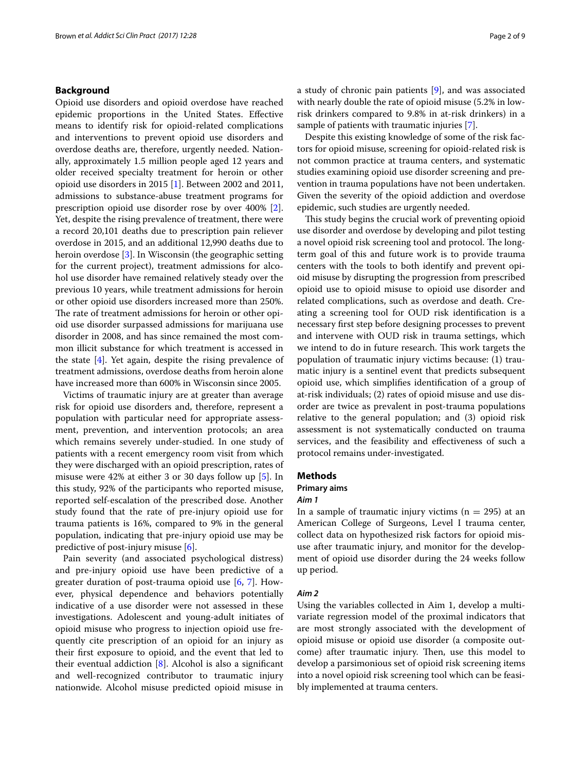## Background

Opioid use disorders and opioid overdose have reached epidemic proportions in the United States. Effective means to identify risk for opioid-related complications and interventions to prevent opioid use disorders and overdose deaths are, therefore, urgently needed. Nationally, approximately 1.5 million people aged 12 years and older received specialty treatment for heroin or other opioid use disorders in 2015 [1]. Between 2002 and 2011, admissions to substance-abuse treatment programs for prescription opioid use disorder rose by over 400% [2]. Yet, despite the rising prevalence of treatment, there were a record 20,101 deaths due to prescription pain reliever overdose in 2015, and an additional 12,990 deaths due to heroin overdose [3]. In Wisconsin (the geographic setting for the current project), treatment admissions for alcohol use disorder have remained relatively steady over the previous 10 years, while treatment admissions for heroin or other opioid use disorders increased more than 250%. The rate of treatment admissions for heroin or other opioid use disorder surpassed admissions for marijuana use disorder in 2008, and has since remained the most common illicit substance for which treatment is accessed in the state [4]. Yet again, despite the rising prevalence of treatment admissions, overdose deaths from heroin alone have increased more than 600% in Wisconsin since 2005.

Victims of traumatic injury are at greater than average risk for opioid use disorders and, therefore, represent a population with particular need for appropriate assessment, prevention, and intervention protocols; an area which remains severely under-studied. In one study of patients with a recent emergency room visit from which they were discharged with an opioid prescription, rates of misuse were 42% at either 3 or 30 days follow up [5]. In this study, 92% of the participants who reported misuse, reported self-escalation of the prescribed dose. Another study found that the rate of pre-injury opioid use for trauma patients is 16%, compared to 9% in the general population, indicating that pre-injury opioid use may be predictive of post-injury misuse [6].

Pain severity (and associated psychological distress) and pre-injury opioid use have been predictive of a greater duration of post-trauma opioid use [6, 7]. However, physical dependence and behaviors potentially indicative of a use disorder were not assessed in these investigations. Adolescent and young-adult initiates of opioid misuse who progress to injection opioid use frequently cite prescription of an opioid for an injury as their first exposure to opioid, and the event that led to their eventual addiction [8]. Alcohol is also a significant and well-recognized contributor to traumatic injury nationwide. Alcohol misuse predicted opioid misuse in a study of chronic pain patients [9], and was associated with nearly double the rate of opioid misuse (5.2% in low-risk drinkers compared to 9.8% in at-risk drinkers) in a sample of patients with traumatic injuries [7].

Despite this existing knowledge of some of the risk factors for opioid misuse, screening for opioid-related risk is not common practice at trauma centers, and systematic studies examining opioid use disorder screening and prevention in trauma populations have not been undertaken. Given the severity of the opioid addiction and overdose epidemic, such studies are urgently needed.

This study begins the crucial work of preventing opioid use disorder and overdose by developing and pilot testing a novel opioid risk screening tool and protocol. The long-term goal of this and future work is to provide trauma centers with the tools to both identify and prevent opioid misuse by disrupting the progression from prescribed opioid use to opioid misuse to opioid use disorder and related complications, such as overdose and death. Creating a screening tool for OUD risk identification is a necessary first step before designing processes to prevent and intervene with OUD risk in trauma settings, which we intend to do in future research. This work targets the population of traumatic injury victims because: (1) traumatic injury is a sentinel event that predicts subsequent opioid use, which simplifies identification of a group of at-risk individuals; (2) rates of opioid misuse and use disorder are twice as prevalent in post-trauma populations relative to the general population; and (3) opioid risk assessment is not systematically conducted on trauma services, and the feasibility and effectiveness of such a protocol remains under-investigated.

## Methods

### Primary aims

#### *Aim 1*

In a sample of traumatic injury victims (n = 295) at an American College of Surgeons, Level I trauma center, collect data on hypothesized risk factors for opioid misuse after traumatic injury, and monitor for the development of opioid use disorder during the 24 weeks follow up period.

#### *Aim 2*

Using the variables collected in Aim 1, develop a multivariate regression model of the proximal indicators that are most strongly associated with the development of opioid misuse or opioid use disorder (a composite outcome) after traumatic injury. Then, use this model to develop a parsimonious set of opioid risk screening items into a novel opioid risk screening tool which can be feasibly implemented at trauma centers.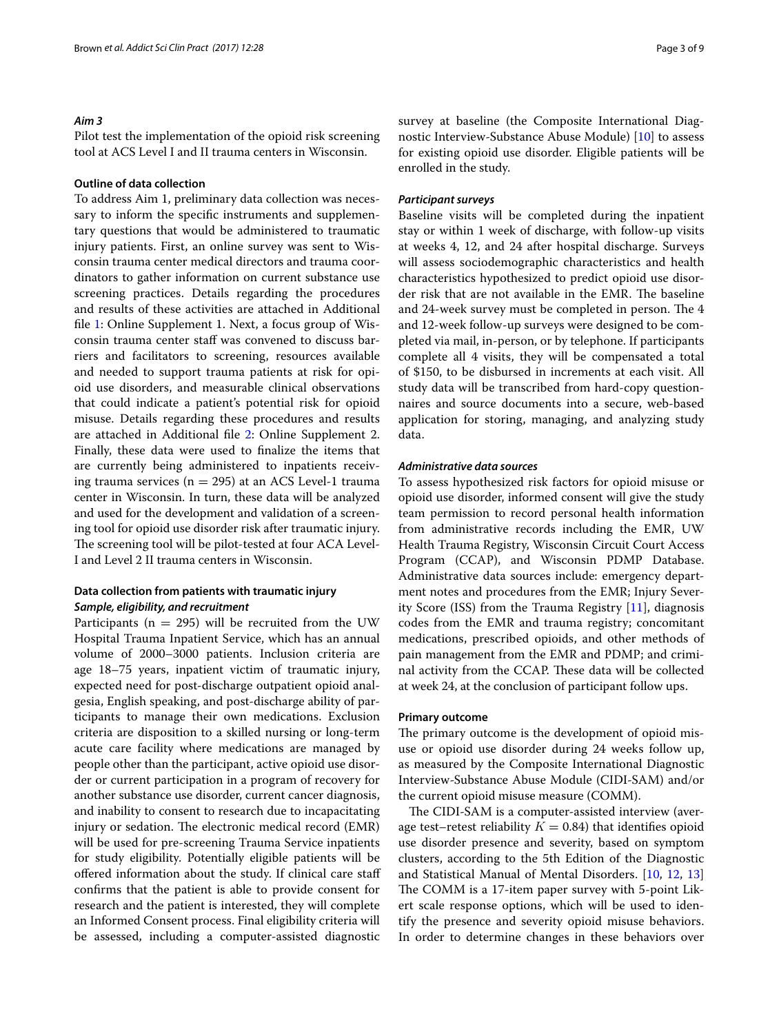*Aim 3*

Pilot test the implementation of the opioid risk screening tool at ACS Level I and II trauma centers in Wisconsin.

### Outline of data collection

To address Aim 1, preliminary data collection was necessary to inform the specific instruments and supplementary questions that would be administered to traumatic injury patients. First, an online survey was sent to Wisconsin trauma center medical directors and trauma coordinators to gather information on current substance use screening practices. Details regarding the procedures and results of these activities are attached in Additional file 1: Online Supplement 1. Next, a focus group of Wisconsin trauma center staff was convened to discuss barriers and facilitators to screening, resources available and needed to support trauma patients at risk for opioid use disorders, and measurable clinical observations that could indicate a patient's potential risk for opioid misuse. Details regarding these procedures and results are attached in Additional file 2: Online Supplement 2. Finally, these data were used to finalize the items that are currently being administered to inpatients receiving trauma services (n = 295) at an ACS Level-1 trauma center in Wisconsin. In turn, these data will be analyzed and used for the development and validation of a screening tool for opioid use disorder risk after traumatic injury. The screening tool will be pilot-tested at four ACA Level-I and Level 2 II trauma centers in Wisconsin.

### Data collection from patients with traumatic injury

*Sample, eligibility, and recruitment*

Participants (n = 295) will be recruited from the UW Hospital Trauma Inpatient Service, which has an annual volume of 2000–3000 patients. Inclusion criteria are age 18–75 years, inpatient victim of traumatic injury, expected need for post-discharge outpatient opioid analgesia, English speaking, and post-discharge ability of participants to manage their own medications. Exclusion criteria are disposition to a skilled nursing or long-term acute care facility where medications are managed by people other than the participant, active opioid use disorder or current participation in a program of recovery for another substance use disorder, current cancer diagnosis, and inability to consent to research due to incapacitating injury or sedation. The electronic medical record (EMR) will be used for pre-screening Trauma Service inpatients for study eligibility. Potentially eligible patients will be offered information about the study. If clinical care staff confirms that the patient is able to provide consent for research and the patient is interested, they will complete an Informed Consent process. Final eligibility criteria will be assessed, including a computer-assisted diagnostic survey at baseline (the Composite International Diagnostic Interview-Substance Abuse Module) [10] to assess for existing opioid use disorder. Eligible patients will be enrolled in the study.

*Participant surveys*

Baseline visits will be completed during the inpatient stay or within 1 week of discharge, with follow-up visits at weeks 4, 12, and 24 after hospital discharge. Surveys will assess sociodemographic characteristics and health characteristics hypothesized to predict opioid use disorder risk that are not available in the EMR. The baseline and 24-week survey must be completed in person. The 4 and 12-week follow-up surveys were designed to be completed via mail, in-person, or by telephone. If participants complete all 4 visits, they will be compensated a total of $150, to be disbursed in increments at each visit. All study data will be transcribed from hard-copy questionnaires and source documents into a secure, web-based application for storing, managing, and analyzing study data.

*Administrative data sources*

To assess hypothesized risk factors for opioid misuse or opioid use disorder, informed consent will give the study team permission to record personal health information from administrative records including the EMR, UW Health Trauma Registry, Wisconsin Circuit Court Access Program (CCAP), and Wisconsin PDMP Database. Administrative data sources include: emergency department notes and procedures from the EMR; Injury Severity Score (ISS) from the Trauma Registry [11], diagnosis codes from the EMR and trauma registry; concomitant medications, prescribed opioids, and other methods of pain management from the EMR and PDMP; and criminal activity from the CCAP. These data will be collected at week 24, at the conclusion of participant follow ups.

### Primary outcome

The primary outcome is the development of opioid misuse or opioid use disorder during 24 weeks follow up, as measured by the Composite International Diagnostic Interview-Substance Abuse Module (CIDI-SAM) and/or the current opioid misuse measure (COMM).

The CIDI-SAM is a computer-assisted interview (average test–retest reliability $K = 0.84$) that identifies opioid use disorder presence and severity, based on symptom clusters, according to the 5th Edition of the Diagnostic and Statistical Manual of Mental Disorders. [10, 12, 13] The COMM is a 17-item paper survey with 5-point Likert scale response options, which will be used to identify the presence and severity opioid misuse behaviors. In order to determine changes in these behaviors over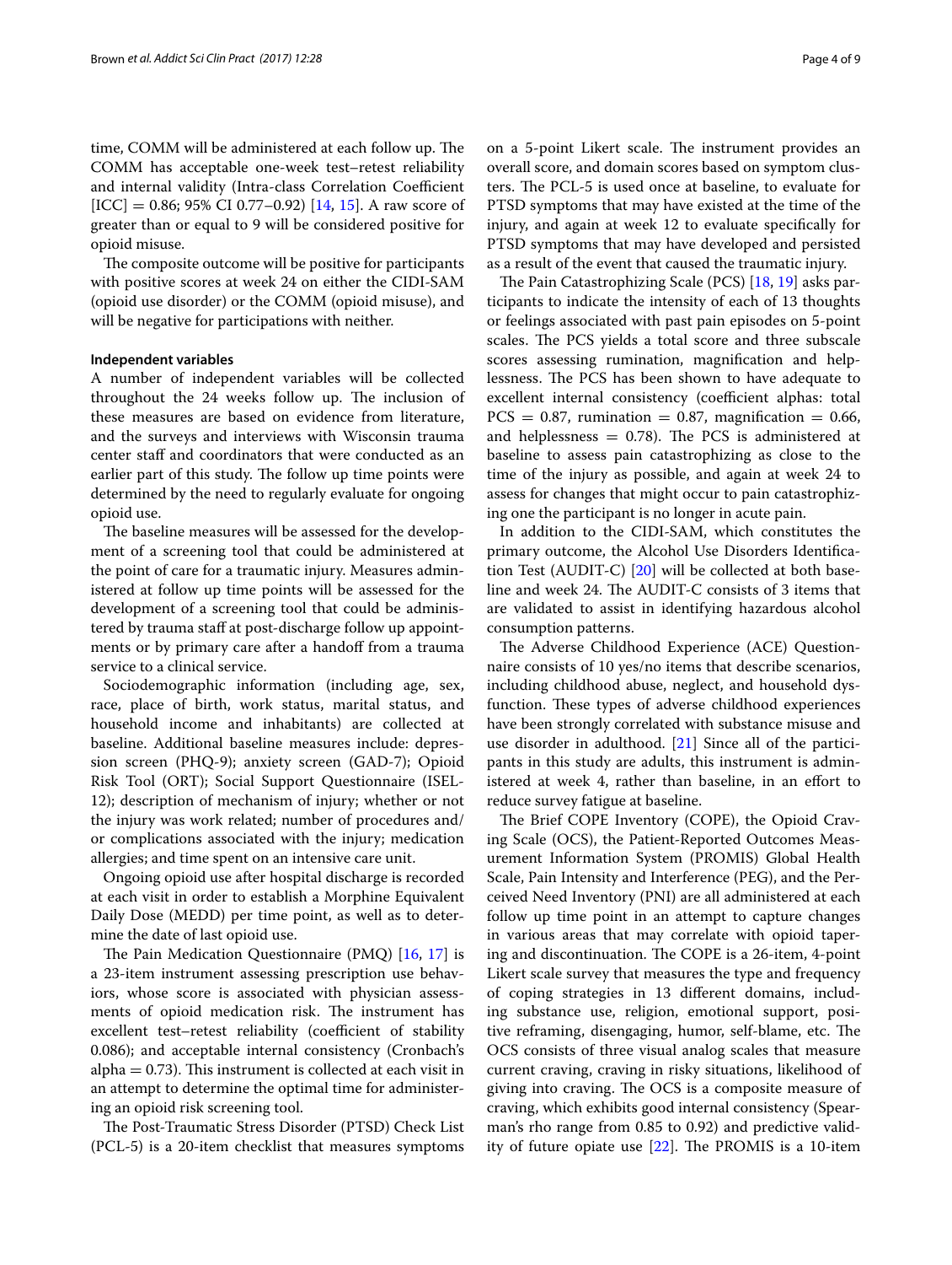time, COMM will be administered at each follow up. The COMM has acceptable one-week test–retest reliability and internal validity (Intra-class Correlation Coefficient [ICC] = 0.86; 95% CI 0.77–0.92) [14, 15]. A raw score of greater than or equal to 9 will be considered positive for opioid misuse.

The composite outcome will be positive for participants with positive scores at week 24 on either the CIDI-SAM (opioid use disorder) or the COMM (opioid misuse), and will be negative for participations with neither.

### Independent variables

A number of independent variables will be collected throughout the 24 weeks follow up. The inclusion of these measures are based on evidence from literature, and the surveys and interviews with Wisconsin trauma center staff and coordinators that were conducted as an earlier part of this study. The follow up time points were determined by the need to regularly evaluate for ongoing opioid use.

The baseline measures will be assessed for the development of a screening tool that could be administered at the point of care for a traumatic injury. Measures administered at follow up time points will be assessed for the development of a screening tool that could be administered by trauma staff at post-discharge follow up appointments or by primary care after a handoff from a trauma service to a clinical service.

Sociodemographic information (including age, sex, race, place of birth, work status, marital status, and household income and inhabitants) are collected at baseline. Additional baseline measures include: depression screen (PHQ-9); anxiety screen (GAD-7); Opioid Risk Tool (ORT); Social Support Questionnaire (ISEL-12); description of mechanism of injury; whether or not the injury was work related; number of procedures and/or complications associated with the injury; medication allergies; and time spent on an intensive care unit.

Ongoing opioid use after hospital discharge is recorded at each visit in order to establish a Morphine Equivalent Daily Dose (MEDD) per time point, as well as to determine the date of last opioid use.

The Pain Medication Questionnaire (PMQ) [16, 17] is a 23-item instrument assessing prescription use behaviors, whose score is associated with physician assessments of opioid medication risk. The instrument has excellent test–retest reliability (coefficient of stability 0.086); and acceptable internal consistency (Cronbach's alpha = 0.73). This instrument is collected at each visit in an attempt to determine the optimal time for administering an opioid risk screening tool.

The Post-Traumatic Stress Disorder (PTSD) Check List (PCL-5) is a 20-item checklist that measures symptoms on a 5-point Likert scale. The instrument provides an overall score, and domain scores based on symptom clusters. The PCL-5 is used once at baseline, to evaluate for PTSD symptoms that may have existed at the time of the injury, and again at week 12 to evaluate specifically for PTSD symptoms that may have developed and persisted as a result of the event that caused the traumatic injury.

The Pain Catastrophizing Scale (PCS) [18, 19] asks participants to indicate the intensity of each of 13 thoughts or feelings associated with past pain episodes on 5-point scales. The PCS yields a total score and three subscale scores assessing rumination, magnification and helplessness. The PCS has been shown to have adequate to excellent internal consistency (coefficient alphas: total PCS = 0.87, rumination = 0.87, magnification = 0.66, and helplessness = 0.78). The PCS is administered at baseline to assess pain catastrophizing as close to the time of the injury as possible, and again at week 24 to assess for changes that might occur to pain catastrophizing one the participant is no longer in acute pain.

In addition to the CIDI-SAM, which constitutes the primary outcome, the Alcohol Use Disorders Identification Test (AUDIT-C) [20] will be collected at both baseline and week 24. The AUDIT-C consists of 3 items that are validated to assist in identifying hazardous alcohol consumption patterns.

The Adverse Childhood Experience (ACE) Questionnaire consists of 10 yes/no items that describe scenarios, including childhood abuse, neglect, and household dysfunction. These types of adverse childhood experiences have been strongly correlated with substance misuse and use disorder in adulthood. [21] Since all of the participants in this study are adults, this instrument is administered at week 4, rather than baseline, in an effort to reduce survey fatigue at baseline.

The Brief COPE Inventory (COPE), the Opioid Craving Scale (OCS), the Patient-Reported Outcomes Measurement Information System (PROMIS) Global Health Scale, Pain Intensity and Interference (PEG), and the Perceived Need Inventory (PNI) are all administered at each follow up time point in an attempt to capture changes in various areas that may correlate with opioid tapering and discontinuation. The COPE is a 26-item, 4-point Likert scale survey that measures the type and frequency of coping strategies in 13 different domains, including substance use, religion, emotional support, positive reframing, disengaging, humor, self-blame, etc. The OCS consists of three visual analog scales that measure current craving, craving in risky situations, likelihood of giving into craving. The OCS is a composite measure of craving, which exhibits good internal consistency (Spearman's rho range from 0.85 to 0.92) and predictive validity of future opiate use [22]. The PROMIS is a 10-item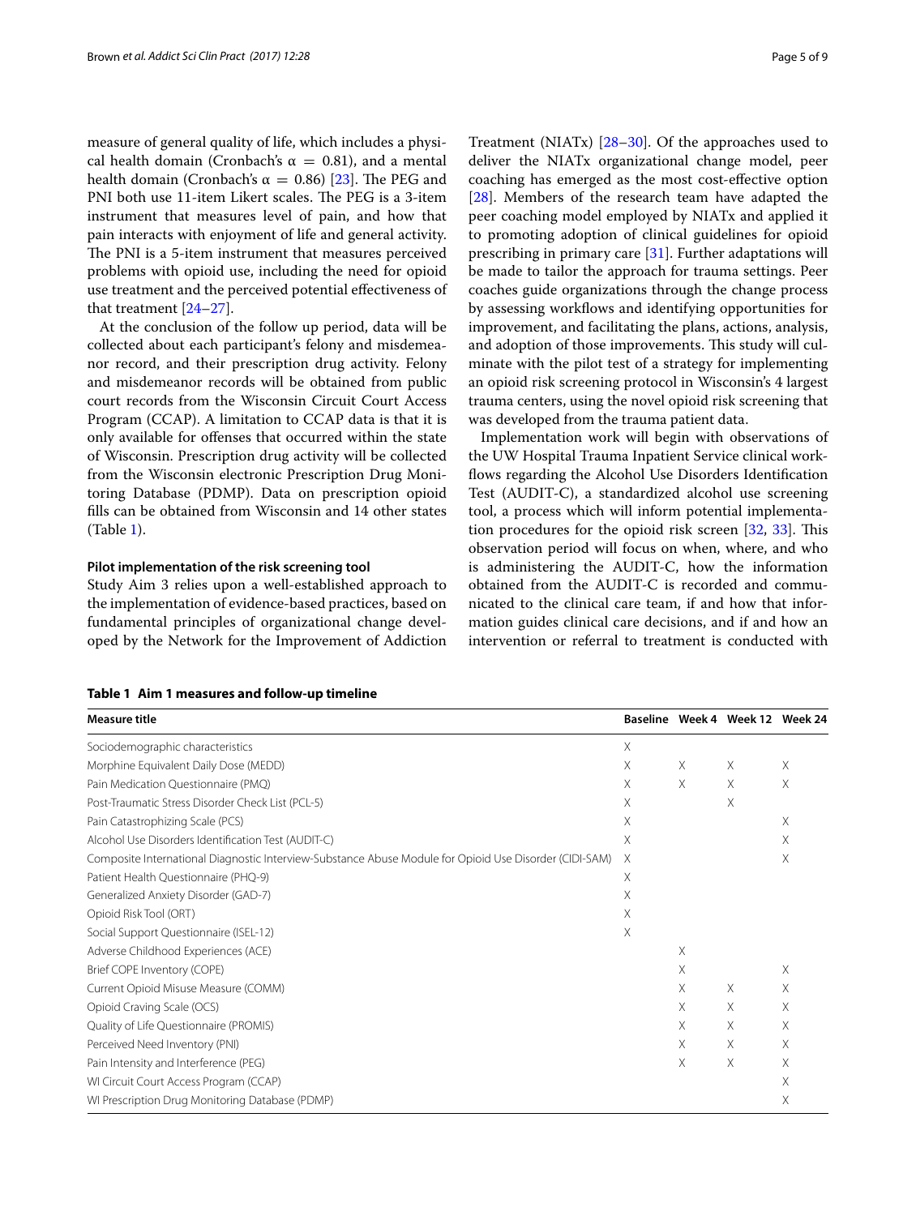measure of general quality of life, which includes a physical health domain (Cronbach's $\alpha = 0.81$), and a mental health domain (Cronbach's $\alpha = 0.86$) [23]. The PEG and PNI both use 11-item Likert scales. The PEG is a 3-item instrument that measures level of pain, and how that pain interacts with enjoyment of life and general activity. The PNI is a 5-item instrument that measures perceived problems with opioid use, including the need for opioid use treatment and the perceived potential effectiveness of that treatment [24–27].

At the conclusion of the follow up period, data will be collected about each participant's felony and misdemeanor record, and their prescription drug activity. Felony and misdemeanor records will be obtained from public court records from the Wisconsin Circuit Court Access Program (CCAP). A limitation to CCAP data is that it is only available for offenses that occurred within the state of Wisconsin. Prescription drug activity will be collected from the Wisconsin electronic Prescription Drug Monitoring Database (PDMP). Data on prescription opioid fills can be obtained from Wisconsin and 14 other states (Table 1).

#### Pilot implementation of the risk screening tool

Study Aim 3 relies upon a well-established approach to the implementation of evidence-based practices, based on fundamental principles of organizational change developed by the Network for the Improvement of Addiction Treatment (NIATx) [28–30]. Of the approaches used to deliver the NIATx organizational change model, peer coaching has emerged as the most cost-effective option [28]. Members of the research team have adapted the peer coaching model employed by NIATx and applied it to promoting adoption of clinical guidelines for opioid prescribing in primary care [31]. Further adaptations will be made to tailor the approach for trauma settings. Peer coaches guide organizations through the change process by assessing workflows and identifying opportunities for improvement, and facilitating the plans, actions, analysis, and adoption of those improvements. This study will culminate with the pilot test of a strategy for implementing an opioid risk screening protocol in Wisconsin's 4 largest trauma centers, using the novel opioid risk screening that was developed from the trauma patient data.

Implementation work will begin with observations of the UW Hospital Trauma Inpatient Service clinical workflows regarding the Alcohol Use Disorders Identification Test (AUDIT-C), a standardized alcohol use screening tool, a process which will inform potential implementation procedures for the opioid risk screen [32, 33]. This observation period will focus on when, where, and who is administering the AUDIT-C, how the information obtained from the AUDIT-C is recorded and communicated to the clinical care team, if and how that information guides clinical care decisions, and if and how an intervention or referral to treatment is conducted with

**Table 1 Aim 1 measures and follow-up timeline**

| Measure title | Baseline | Week 4 | Week 12 | Week 24 |
|---|---|---|---|---|
| Sociodemographic characteristics | X | | | |
| Morphine Equivalent Daily Dose (MEDD) | X | X | X | X |
| Pain Medication Questionnaire (PMQ) | X | X | X | X |
| Post-Traumatic Stress Disorder Check List (PCL-5) | X | | X | |
| Pain Catastrophizing Scale (PCS) | X | | | X |
| Alcohol Use Disorders Identification Test (AUDIT-C) | X | | | X |
| Composite International Diagnostic Interview-Substance Abuse Module for Opioid Use Disorder (CIDI-SAM) | X | | | X |
| Patient Health Questionnaire (PHQ-9) | X | | | |
| Generalized Anxiety Disorder (GAD-7) | X | | | |
| Opioid Risk Tool (ORT) | X | | | |
| Social Support Questionnaire (ISEL-12) | X | | | |
| Adverse Childhood Experiences (ACE) | | X | | |
| Brief COPE Inventory (COPE) | | X | | X |
| Current Opioid Misuse Measure (COMM) | | X | X | X |
| Opioid Craving Scale (OCS) | | X | X | X |
| Quality of Life Questionnaire (PROMIS) | | X | X | X |
| Perceived Need Inventory (PNI) | | X | X | X |
| Pain Intensity and Interference (PEG) | | X | X | X |
| WI Circuit Court Access Program (CCAP) | | | | X |
| WI Prescription Drug Monitoring Database (PDMP) | | | | X |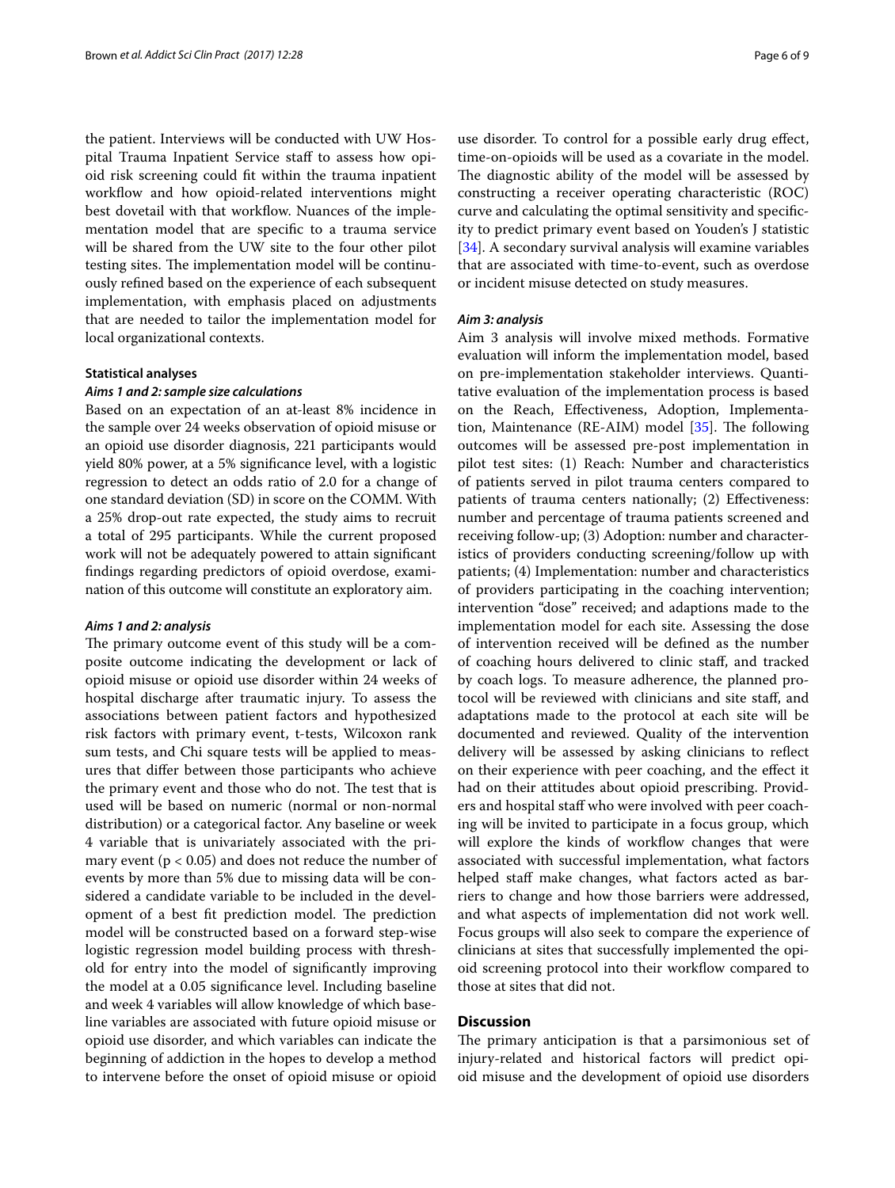the patient. Interviews will be conducted with UW Hospital Trauma Inpatient Service staff to assess how opioid risk screening could fit within the trauma inpatient workflow and how opioid-related interventions might best dovetail with that workflow. Nuances of the implementation model that are specific to a trauma service will be shared from the UW site to the four other pilot testing sites. The implementation model will be continuously refined based on the experience of each subsequent implementation, with emphasis placed on adjustments that are needed to tailor the implementation model for local organizational contexts.

#### Statistical analyses

##### *Aims 1 and 2: sample size calculations*

Based on an expectation of an at-least 8% incidence in the sample over 24 weeks observation of opioid misuse or an opioid use disorder diagnosis, 221 participants would yield 80% power, at a 5% significance level, with a logistic regression to detect an odds ratio of 2.0 for a change of one standard deviation (SD) in score on the COMM. With a 25% drop-out rate expected, the study aims to recruit a total of 295 participants. While the current proposed work will not be adequately powered to attain significant findings regarding predictors of opioid overdose, examination of this outcome will constitute an exploratory aim.

##### *Aims 1 and 2: analysis*

The primary outcome event of this study will be a composite outcome indicating the development or lack of opioid misuse or opioid use disorder within 24 weeks of hospital discharge after traumatic injury. To assess the associations between patient factors and hypothesized risk factors with primary event, t-tests, Wilcoxon rank sum tests, and Chi square tests will be applied to measures that differ between those participants who achieve the primary event and those who do not. The test that is used will be based on numeric (normal or non-normal distribution) or a categorical factor. Any baseline or week 4 variable that is univariately associated with the primary event ($p < 0.05$) and does not reduce the number of events by more than 5% due to missing data will be considered a candidate variable to be included in the development of a best fit prediction model. The prediction model will be constructed based on a forward step-wise logistic regression model building process with threshold for entry into the model of significantly improving the model at a 0.05 significance level. Including baseline and week 4 variables will allow knowledge of which baseline variables are associated with future opioid misuse or opioid use disorder, and which variables can indicate the beginning of addiction in the hopes to develop a method to intervene before the onset of opioid misuse or opioid use disorder. To control for a possible early drug effect, time-on-opioids will be used as a covariate in the model. The diagnostic ability of the model will be assessed by constructing a receiver operating characteristic (ROC) curve and calculating the optimal sensitivity and specificity to predict primary event based on Youden's J statistic [34]. A secondary survival analysis will examine variables that are associated with time-to-event, such as overdose or incident misuse detected on study measures.

##### *Aim 3: analysis*

Aim 3 analysis will involve mixed methods. Formative evaluation will inform the implementation model, based on pre-implementation stakeholder interviews. Quantitative evaluation of the implementation process is based on the Reach, Effectiveness, Adoption, Implementation, Maintenance (RE-AIM) model [35]. The following outcomes will be assessed pre-post implementation in pilot test sites: (1) Reach: Number and characteristics of patients served in pilot trauma centers compared to patients of trauma centers nationally; (2) Effectiveness: number and percentage of trauma patients screened and receiving follow-up; (3) Adoption: number and characteristics of providers conducting screening/follow up with patients; (4) Implementation: number and characteristics of providers participating in the coaching intervention; intervention "dose" received; and adaptions made to the implementation model for each site. Assessing the dose of intervention received will be defined as the number of coaching hours delivered to clinic staff, and tracked by coach logs. To measure adherence, the planned protocol will be reviewed with clinicians and site staff, and adaptations made to the protocol at each site will be documented and reviewed. Quality of the intervention delivery will be assessed by asking clinicians to reflect on their experience with peer coaching, and the effect it had on their attitudes about opioid prescribing. Providers and hospital staff who were involved with peer coaching will be invited to participate in a focus group, which will explore the kinds of workflow changes that were associated with successful implementation, what factors helped staff make changes, what factors acted as barriers to change and how those barriers were addressed, and what aspects of implementation did not work well. Focus groups will also seek to compare the experience of clinicians at sites that successfully implemented the opioid screening protocol into their workflow compared to those at sites that did not.

### Discussion

The primary anticipation is that a parsimonious set of injury-related and historical factors will predict opioid misuse and the development of opioid use disorders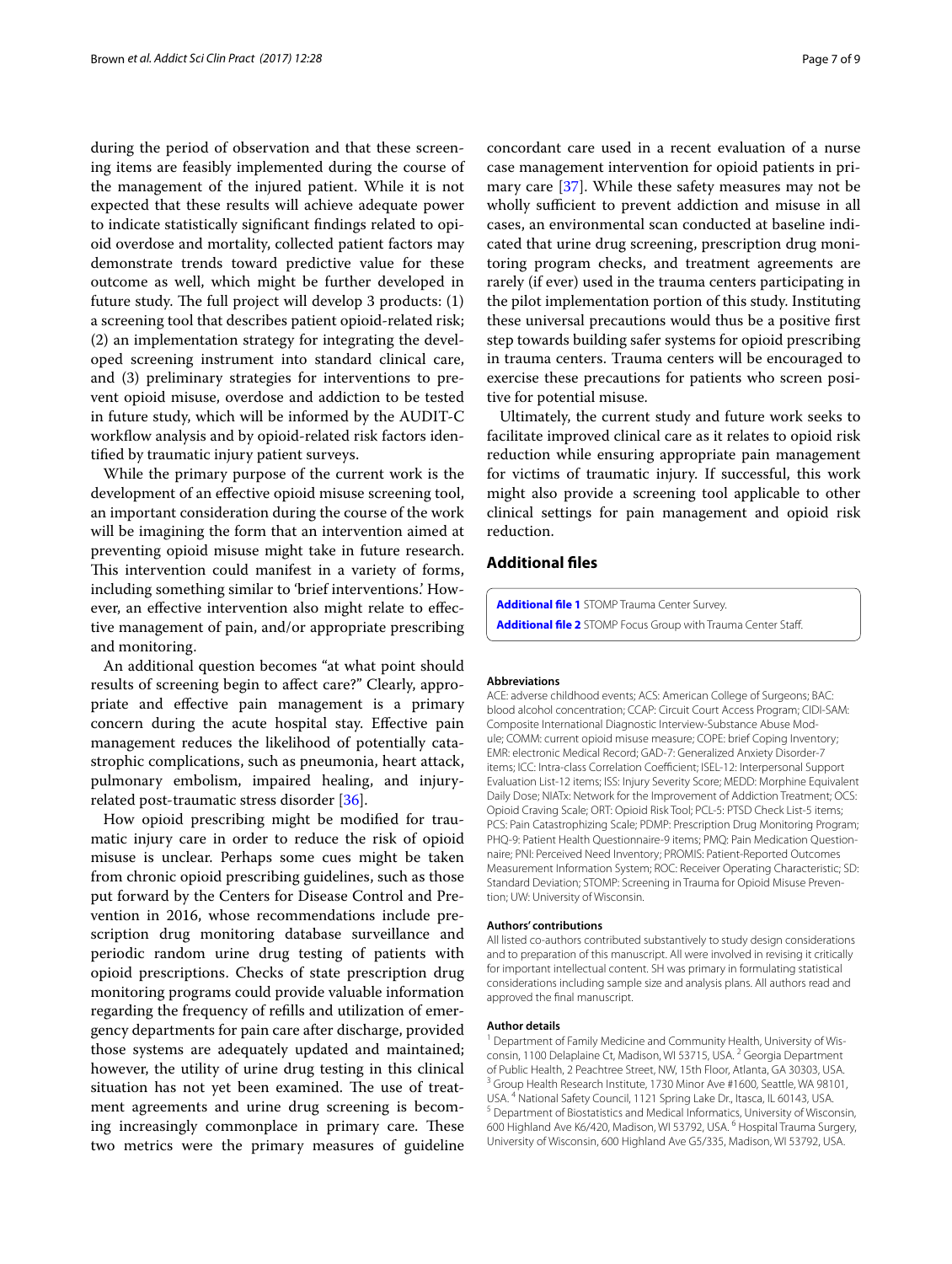during the period of observation and that these screening items are feasibly implemented during the course of the management of the injured patient. While it is not expected that these results will achieve adequate power to indicate statistically significant findings related to opioid overdose and mortality, collected patient factors may demonstrate trends toward predictive value for these outcome as well, which might be further developed in future study. The full project will develop 3 products: (1) a screening tool that describes patient opioid-related risk; (2) an implementation strategy for integrating the developed screening instrument into standard clinical care, and (3) preliminary strategies for interventions to prevent opioid misuse, overdose and addiction to be tested in future study, which will be informed by the AUDIT-C workflow analysis and by opioid-related risk factors identified by traumatic injury patient surveys.

While the primary purpose of the current work is the development of an effective opioid misuse screening tool, an important consideration during the course of the work will be imagining the form that an intervention aimed at preventing opioid misuse might take in future research. This intervention could manifest in a variety of forms, including something similar to 'brief interventions.' However, an effective intervention also might relate to effective management of pain, and/or appropriate prescribing and monitoring.

An additional question becomes "at what point should results of screening begin to affect care?" Clearly, appropriate and effective pain management is a primary concern during the acute hospital stay. Effective pain management reduces the likelihood of potentially catastrophic complications, such as pneumonia, heart attack, pulmonary embolism, impaired healing, and injury-related post-traumatic stress disorder [36].

How opioid prescribing might be modified for traumatic injury care in order to reduce the risk of opioid misuse is unclear. Perhaps some cues might be taken from chronic opioid prescribing guidelines, such as those put forward by the Centers for Disease Control and Prevention in 2016, whose recommendations include prescription drug monitoring database surveillance and periodic random urine drug testing of patients with opioid prescriptions. Checks of state prescription drug monitoring programs could provide valuable information regarding the frequency of refills and utilization of emergency departments for pain care after discharge, provided those systems are adequately updated and maintained; however, the utility of urine drug testing in this clinical situation has not yet been examined. The use of treatment agreements and urine drug screening is becoming increasingly commonplace in primary care. These two metrics were the primary measures of guideline concordant care used in a recent evaluation of a nurse case management intervention for opioid patients in primary care [37]. While these safety measures may not be wholly sufficient to prevent addiction and misuse in all cases, an environmental scan conducted at baseline indicated that urine drug screening, prescription drug monitoring program checks, and treatment agreements are rarely (if ever) used in the trauma centers participating in the pilot implementation portion of this study. Instituting these universal precautions would thus be a positive first step towards building safer systems for opioid prescribing in trauma centers. Trauma centers will be encouraged to exercise these precautions for patients who screen positive for potential misuse.

Ultimately, the current study and future work seeks to facilitate improved clinical care as it relates to opioid risk reduction while ensuring appropriate pain management for victims of traumatic injury. If successful, this work might also provide a screening tool applicable to other clinical settings for pain management and opioid risk reduction.

## Additional files

**Additional file 1** STOMP Trauma Center Survey.

**Additional file 2** STOMP Focus Group with Trauma Center Staff.

#### Abbreviations

ACE: adverse childhood events; ACS: American College of Surgeons; BAC: blood alcohol concentration; CCAP: Circuit Court Access Program; CIDI-SAM: Composite International Diagnostic Interview-Substance Abuse Module; COMM: current opioid misuse measure; COPE: brief Coping Inventory; EMR: electronic Medical Record; GAD-7: Generalized Anxiety Disorder-7 items; ICC: Intra-class Correlation Coefficient; ISEL-12: Interpersonal Support Evaluation List-12 items; ISS: Injury Severity Score; MEDD: Morphine Equivalent Daily Dose; NIATx: Network for the Improvement of Addiction Treatment; OCS: Opioid Craving Scale; ORT: Opioid Risk Tool; PCL-5: PTSD Check List-5 items; PCS: Pain Catastrophizing Scale; PDMP: Prescription Drug Monitoring Program; PHQ-9: Patient Health Questionnaire-9 items; PMQ: Pain Medication Questionnaire; PNI: Perceived Need Inventory; PROMIS: Patient-Reported Outcomes Measurement Information System; ROC: Receiver Operating Characteristic; SD: Standard Deviation; STOMP: Screening in Trauma for Opioid Misuse Prevention; UW: University of Wisconsin.

#### Authors' contributions

All listed co-authors contributed substantively to study design considerations and to preparation of this manuscript. All were involved in revising it critically for important intellectual content. SH was primary in formulating statistical considerations including sample size and analysis plans. All authors read and approved the final manuscript.

#### Author details

[1] Department of Family Medicine and Community Health, University of Wisconsin, 1100 Delaplaine Ct, Madison, WI 53715, USA. [2] Georgia Department of Public Health, 2 Peachtree Street, NW, 15th Floor, Atlanta, GA 30303, USA. [3] Group Health Research Institute, 1730 Minor Ave #1600, Seattle, WA 98101, USA. [4] National Safety Council, 1121 Spring Lake Dr., Itasca, IL 60143, USA. [5] Department of Biostatistics and Medical Informatics, University of Wisconsin, 600 Highland Ave K6/420, Madison, WI 53792, USA. [6] Hospital Trauma Surgery, University of Wisconsin, 600 Highland Ave G5/335, Madison, WI 53792, USA.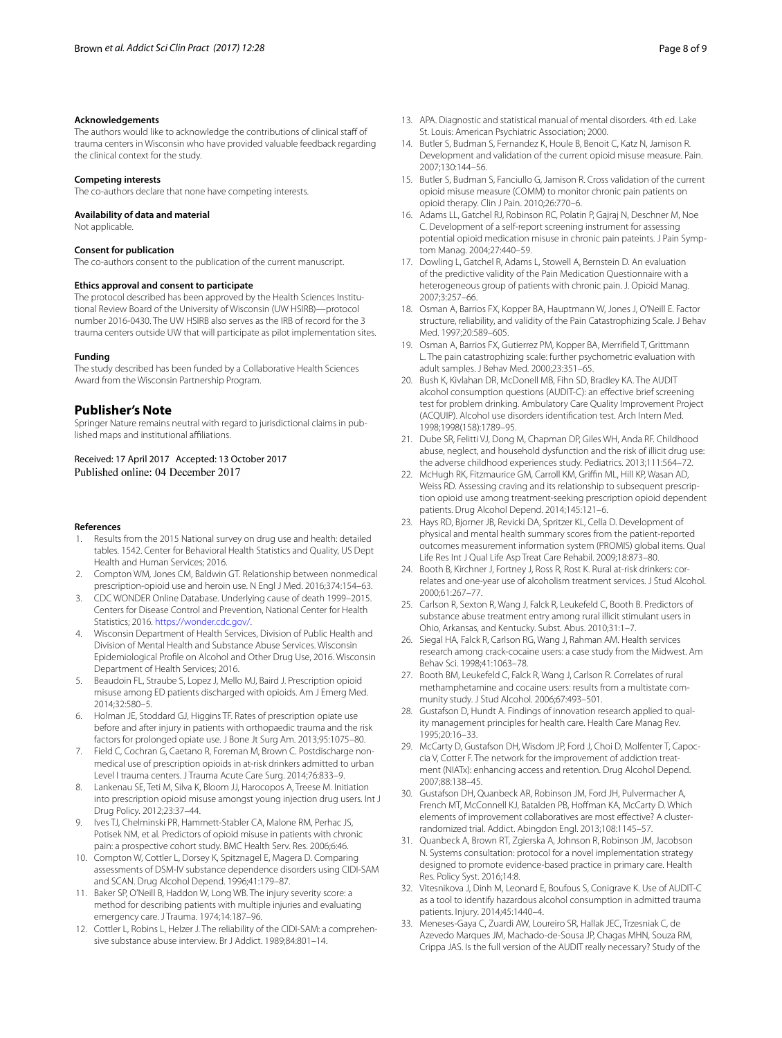#### Acknowledgements

The authors would like to acknowledge the contributions of clinical staff of trauma centers in Wisconsin who have provided valuable feedback regarding the clinical context for the study.

#### Competing interests

The co-authors declare that none have competing interests.

#### Availability of data and material

Not applicable.

#### Consent for publication

The co-authors consent to the publication of the current manuscript.

#### Ethics approval and consent to participate

The protocol described has been approved by the Health Sciences Institutional Review Board of the University of Wisconsin (UW HSIRB)—protocol number 2016-0430. The UW HSIRB also serves as the IRB of record for the 3 trauma centers outside UW that will participate as pilot implementation sites.

#### Funding

The study described has been funded by a Collaborative Health Sciences Award from the Wisconsin Partnership Program.

## Publisher's Note

Springer Nature remains neutral with regard to jurisdictional claims in published maps and institutional affiliations.

Received: 17 April 2017 Accepted: 13 October 2017
Published online: 04 December 2017

#### References

1. Results from the 2015 National survey on drug use and health: detailed tables. 1542. Center for Behavioral Health Statistics and Quality, US Dept Health and Human Services; 2016.
2. Compton WM, Jones CM, Baldwin GT. Relationship between nonmedical prescription-opioid use and heroin use. N Engl J Med. 2016;374:154–63.
3. CDC WONDER Online Database. Underlying cause of death 1999–2015. Centers for Disease Control and Prevention, National Center for Health Statistics; 2016. https://wonder.cdc.gov/.
4. Wisconsin Department of Health Services, Division of Public Health and Division of Mental Health and Substance Abuse Services. Wisconsin Epidemiological Profile on Alcohol and Other Drug Use, 2016. Wisconsin Department of Health Services; 2016.
5. Beaudoin FL, Straube S, Lopez J, Mello MJ, Baird J. Prescription opioid misuse among ED patients discharged with opioids. Am J Emerg Med. 2014;32:580–5.
6. Holman JE, Stoddard GJ, Higgins TF. Rates of prescription opiate use before and after injury in patients with orthopaedic trauma and the risk factors for prolonged opiate use. J Bone Jt Surg Am. 2013;95:1075–80.
7. Field C, Cochran G, Caetano R, Foreman M, Brown C. Postdischarge nonmedical use of prescription opioids in at-risk drinkers admitted to urban Level I trauma centers. J Trauma Acute Care Surg. 2014;76:833–9.
8. Lankenau SE, Teti M, Silva K, Bloom JJ, Harocopos A, Treese M. Initiation into prescription opioid misuse amongst young injection drug users. Int J Drug Policy. 2012;23:37–44.
9. Ives TJ, Chelminski PR, Hammett-Stabler CA, Malone RM, Perhac JS, Potisek NM, et al. Predictors of opioid misuse in patients with chronic pain: a prospective cohort study. BMC Health Serv. Res. 2006;6:46.
10. Compton W, Cottler L, Dorsey K, Spitznagel E, Magera D. Comparing assessments of DSM-IV substance dependence disorders using CIDI-SAM and SCAN. Drug Alcohol Depend. 1996;41:179–87.
11. Baker SP, O'Neill B, Haddon W, Long WB. The injury severity score: a method for describing patients with multiple injuries and evaluating emergency care. J Trauma. 1974;14:187–96.
12. Cottler L, Robins L, Helzer J. The reliability of the CIDI-SAM: a comprehensive substance abuse interview. Br J Addict. 1989;84:801–14.
13. APA. Diagnostic and statistical manual of mental disorders. 4th ed. Lake St. Louis: American Psychiatric Association; 2000.
14. Butler S, Budman S, Fernandez K, Houle B, Benoit C, Katz N, Jamison R. Development and validation of the current opioid misuse measure. Pain. 2007;130:144–56.
15. Butler S, Budman S, Fanciullo G, Jamison R. Cross validation of the current opioid misuse measure (COMM) to monitor chronic pain patients on opioid therapy. Clin J Pain. 2010;26:770–6.
16. Adams LL, Gatchel RJ, Robinson RC, Polatin P, Gajraj N, Deschner M, Noe C. Development of a self-report screening instrument for assessing potential opioid medication misuse in chronic pain pateints. J Pain Symptom Manag. 2004;27:440–59.
17. Dowling L, Gatchel R, Adams L, Stowell A, Bernstein D. An evaluation of the predictive validity of the Pain Medication Questionnaire with a heterogeneous group of patients with chronic pain. J. Opioid Manag. 2007;3:257–66.
18. Osman A, Barrios FX, Kopper BA, Hauptmann W, Jones J, O'Neill E. Factor structure, reliability, and validity of the Pain Catastrophizing Scale. J Behav Med. 1997;20:589–605.
19. Osman A, Barrios FX, Gutierrez PM, Kopper BA, Merrifield T, Grittmann L. The pain catastrophizing scale: further psychometric evaluation with adult samples. J Behav Med. 2000;23:351–65.
20. Bush K, Kivlahan DR, McDonell MB, Fihn SD, Bradley KA. The AUDIT alcohol consumption questions (AUDIT-C): an effective brief screening test for problem drinking. Ambulatory Care Quality Improvement Project (ACQUIP). Alcohol use disorders identification test. Arch Intern Med. 1998;1998(158):1789–95.
21. Dube SR, Felitti VJ, Dong M, Chapman DP, Giles WH, Anda RF. Childhood abuse, neglect, and household dysfunction and the risk of illicit drug use: the adverse childhood experiences study. Pediatrics. 2013;111:564–72.
22. McHugh RK, Fitzmaurice GM, Carroll KM, Griffin ML, Hill KP, Wasan AD, Weiss RD. Assessing craving and its relationship to subsequent prescription opioid use among treatment-seeking prescription opioid dependent patients. Drug Alcohol Depend. 2014;145:121–6.
23. Hays RD, Bjorner JB, Revicki DA, Spritzer KL, Cella D. Development of physical and mental health summary scores from the patient-reported outcomes measurement information system (PROMIS) global items. Qual Life Res Int J Qual Life Asp Treat Care Rehabil. 2009;18:873–80.
24. Booth B, Kirchner J, Fortney J, Ross R, Rost K. Rural at-risk drinkers: correlates and one-year use of alcoholism treatment services. J Stud Alcohol. 2000;61:267–77.
25. Carlson R, Sexton R, Wang J, Falck R, Leukefeld C, Booth B. Predictors of substance abuse treatment entry among rural illicit stimulant users in Ohio, Arkansas, and Kentucky. Subst. Abus. 2010;31:1–7.
26. Siegal HA, Falck R, Carlson RG, Wang J, Rahman AM. Health services research among crack-cocaine users: a case study from the Midwest. Am Behav Sci. 1998;41:1063–78.
27. Booth BM, Leukefeld C, Falck R, Wang J, Carlson R. Correlates of rural methamphetamine and cocaine users: results from a multistate community study. J Stud Alcohol. 2006;67:493–501.
28. Gustafson D, Hundt A. Findings of innovation research applied to quality management principles for health care. Health Care Manag Rev. 1995;20:16–33.
29. McCarty D, Gustafson DH, Wisdom JP, Ford J, Choi D, Molfenter T, Capoccia V, Cotter F. The network for the improvement of addiction treatment (NIATx): enhancing access and retention. Drug Alcohol Depend. 2007;88:138–45.
30. Gustafson DH, Quanbeck AR, Robinson JM, Ford JH, Pulvermacher A, French MT, McConnell KJ, Batalden PB, Hoffman KA, McCarty D. Which elements of improvement collaboratives are most effective? A cluster-randomized trial. Addict. Abingdon Engl. 2013;108:1145–57.
31. Quanbeck A, Brown RT, Zgierska A, Johnson R, Robinson JM, Jacobson N. Systems consultation: protocol for a novel implementation strategy designed to promote evidence-based practice in primary care. Health Res. Policy Syst. 2016;14:8.
32. Vitesnikova J, Dinh M, Leonard E, Boufous S, Conigrave K. Use of AUDIT-C as a tool to identify hazardous alcohol consumption in admitted trauma patients. Injury. 2014;45:1440–4.
33. Meneses-Gaya C, Zuardi AW, Loureiro SR, Hallak JEC, Trzesniak C, de Azevedo Marques JM, Machado-de-Sousa JP, Chagas MHN, Souza RM, Crippa JAS. Is the full version of the AUDIT really necessary? Study of the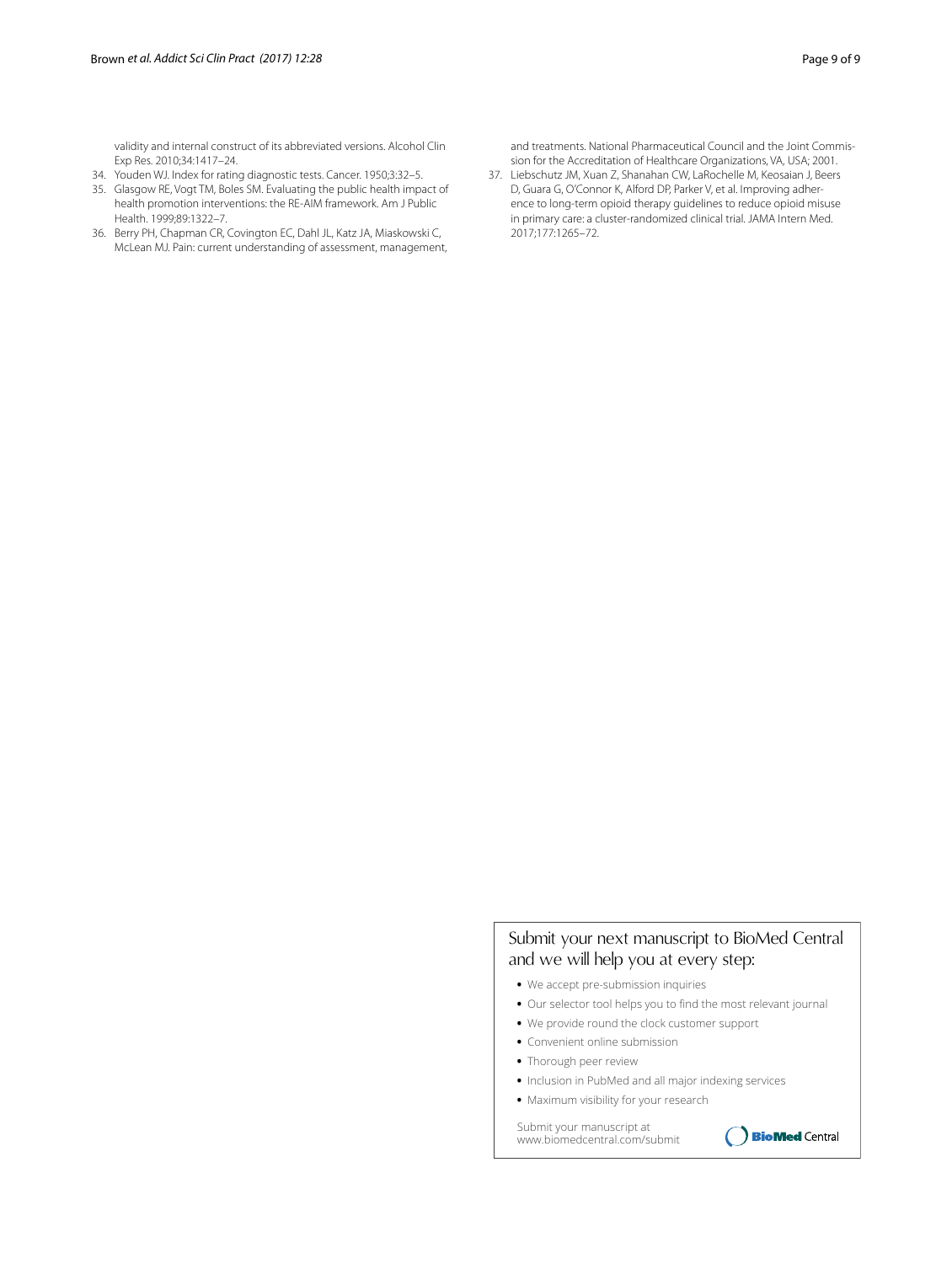validity and internal construct of its abbreviated versions. Alcohol Clin Exp Res. 2010;34:1417–24.

34. Youden WJ. Index for rating diagnostic tests. Cancer. 1950;3:32–5.
35. Glasgow RE, Vogt TM, Boles SM. Evaluating the public health impact of health promotion interventions: the RE-AIM framework. Am J Public Health. 1999;89:1322–7.
36. Berry PH, Chapman CR, Covington EC, Dahl JL, Katz JA, Miaskowski C, McLean MJ. Pain: current understanding of assessment, management, and treatments. National Pharmaceutical Council and the Joint Commission for the Accreditation of Healthcare Organizations, VA, USA; 2001.
37. Liebschutz JM, Xuan Z, Shanahan CW, LaRochelle M, Keosaian J, Beers D, Guara G, O'Connor K, Alford DP, Parker V, et al. Improving adherence to long-term opioid therapy guidelines to reduce opioid misuse in primary care: a cluster-randomized clinical trial. JAMA Intern Med. 2017;177:1265–72.

Submit your next manuscript to BioMed Central and we will help you at every step:

- We accept pre-submission inquiries
- Our selector tool helps you to find the most relevant journal
- We provide round the clock customer support
- Convenient online submission
- Thorough peer review
- Inclusion in PubMed and all major indexing services
- Maximum visibility for your research

Submit your manuscript at
www.biomedcentral.com/submit

BioMed Central